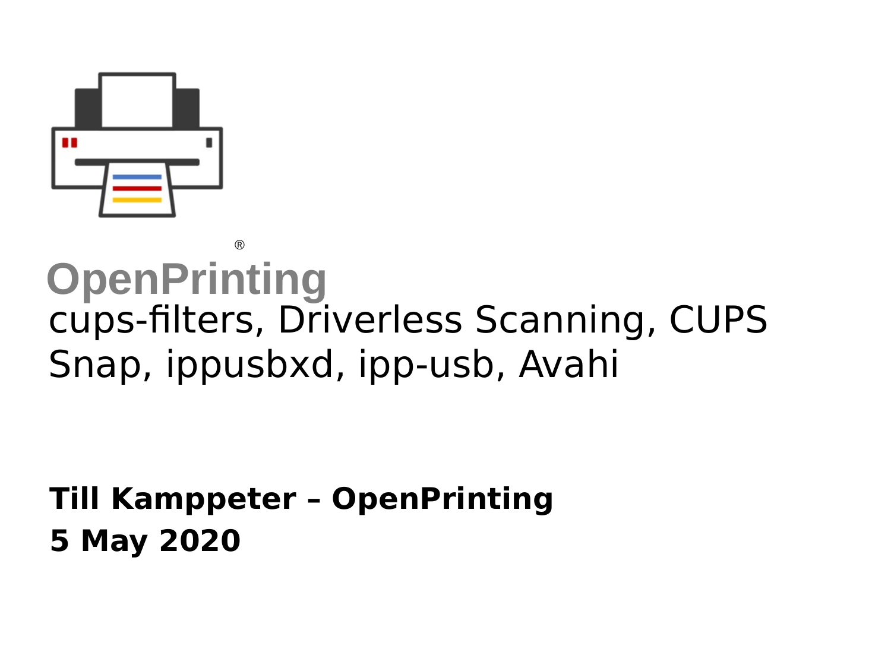OpenPrinting®

# cups-filters, Driverless Scanning, CUPS Snap, ippusbxd, ipp-usb, Avahi

**Till Kamppeter – OpenPrinting**

**5 May 2020**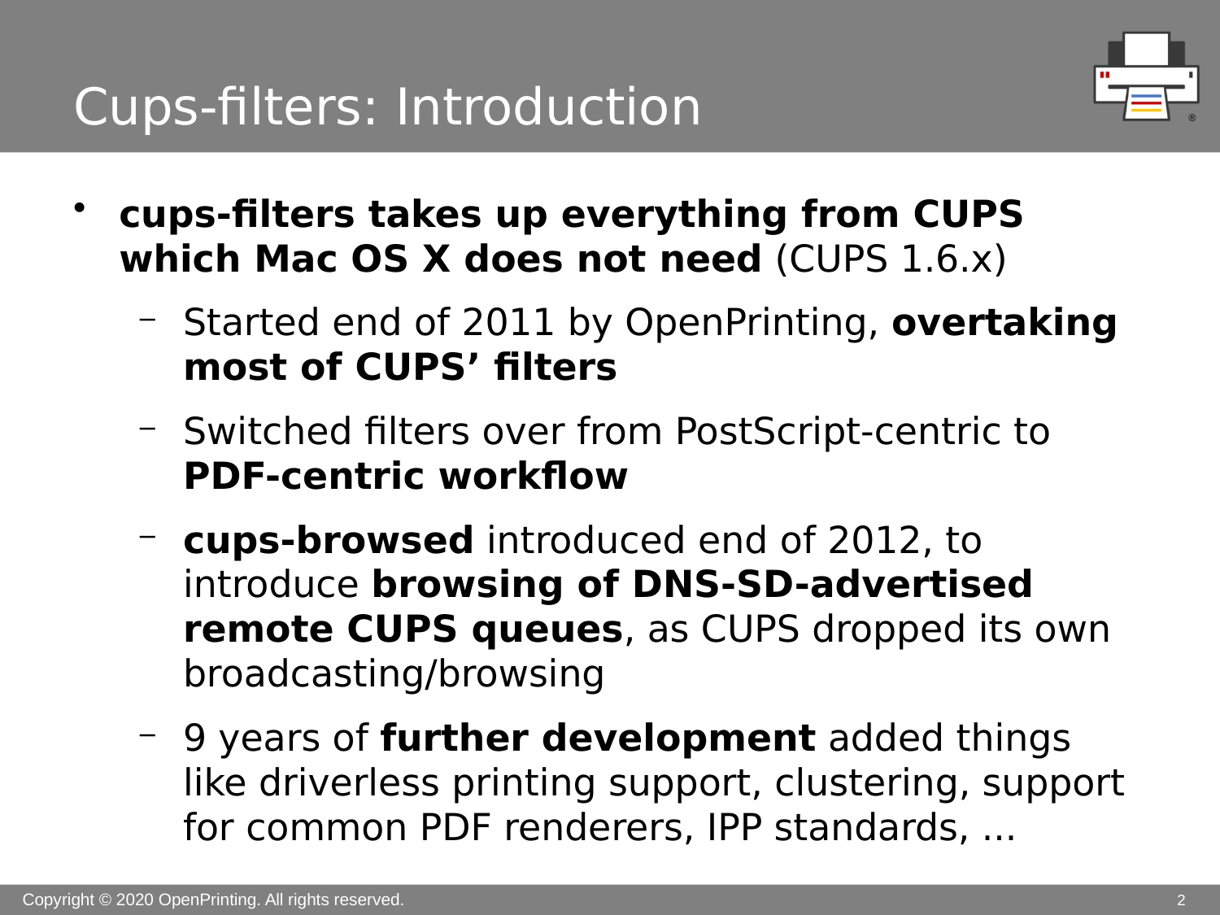# Cups-filters: Introduction

- **cups-filters takes up everything from CUPS which Mac OS X does not need** (CUPS 1.6.x)
  - Started end of 2011 by OpenPrinting, **overtaking most of CUPS' filters**
  - Switched filters over from PostScript-centric to **PDF-centric workflow**
  - **cups-browsed** introduced end of 2012, to introduce **browsing of DNS-SD-advertised remote CUPS queues**, as CUPS dropped its own broadcasting/browsing
  - 9 years of **further development** added things like driverless printing support, clustering, support for common PDF renderers, IPP standards, ...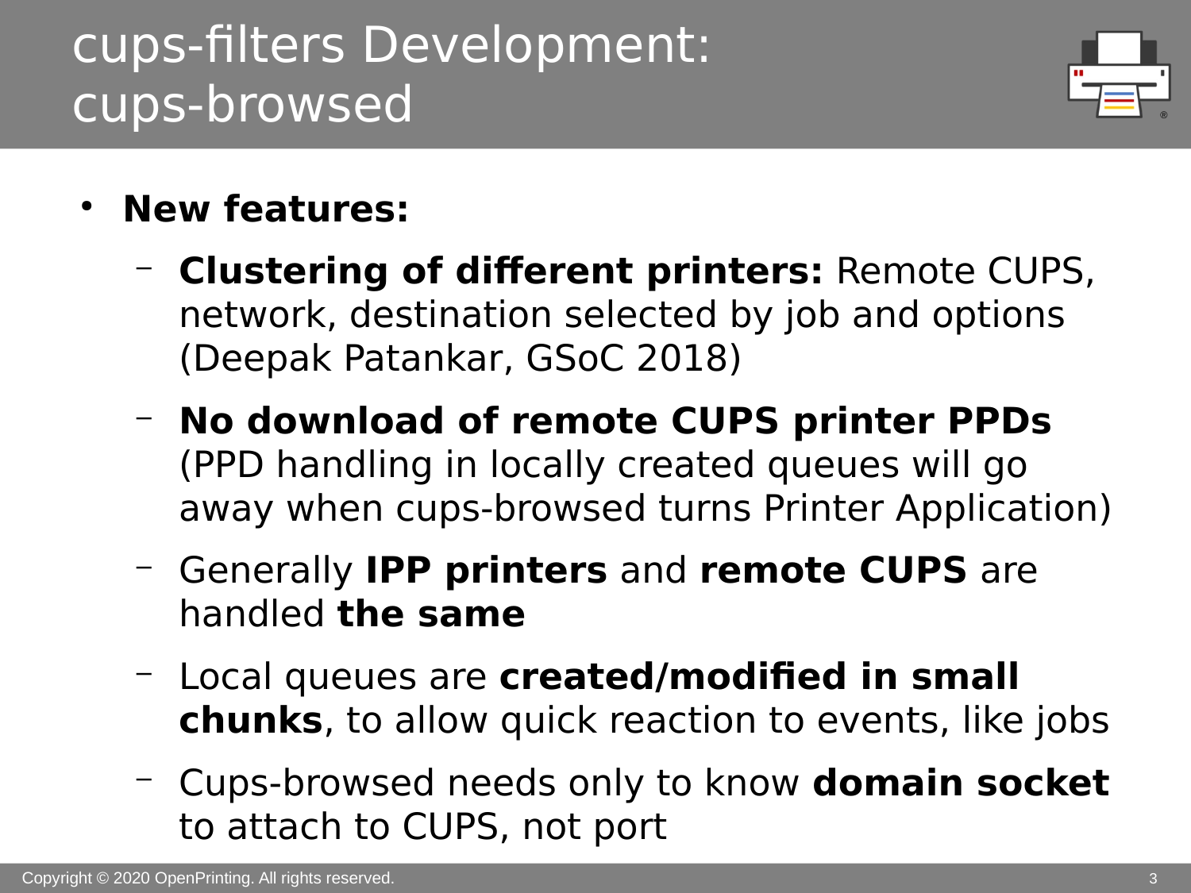# cups-filters Development: cups-browsed

- **New features:**
  - **Clustering of different printers:** Remote CUPS, network, destination selected by job and options (Deepak Patankar, GSoC 2018)
  - **No download of remote CUPS printer PPDs** (PPD handling in locally created queues will go away when cups-browsed turns Printer Application)
  - Generally **IPP printers** and **remote CUPS** are handled **the same**
  - Local queues are **created/modified in small chunks**, to allow quick reaction to events, like jobs
  - Cups-browsed needs only to know **domain socket** to attach to CUPS, not port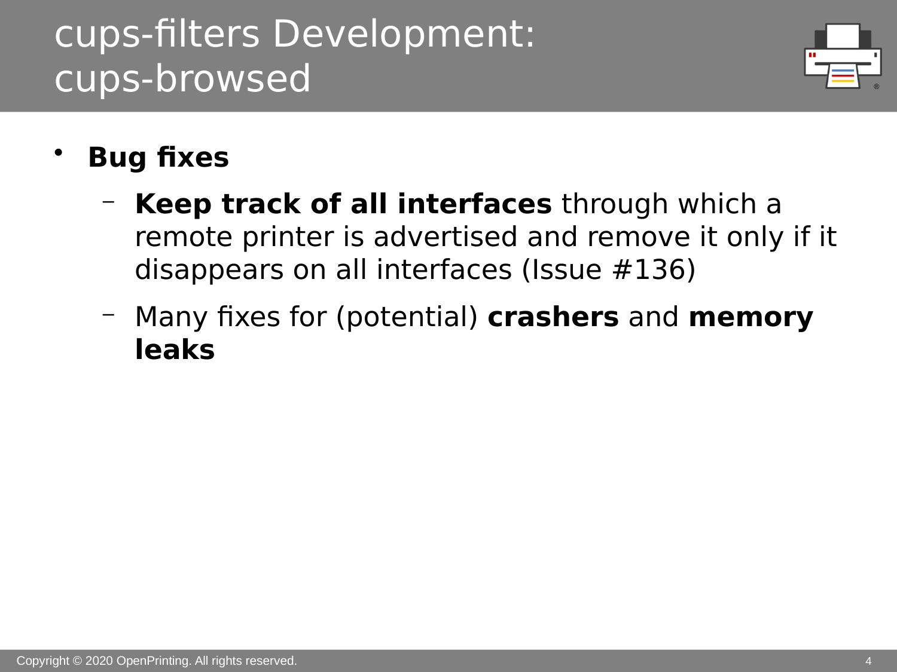# cups-filters Development: cups-browsed

- **Bug fixes**
  - **Keep track of all interfaces** through which a remote printer is advertised and remove it only if it disappears on all interfaces (Issue #136)
  - Many fixes for (potential) **crashers** and **memory leaks**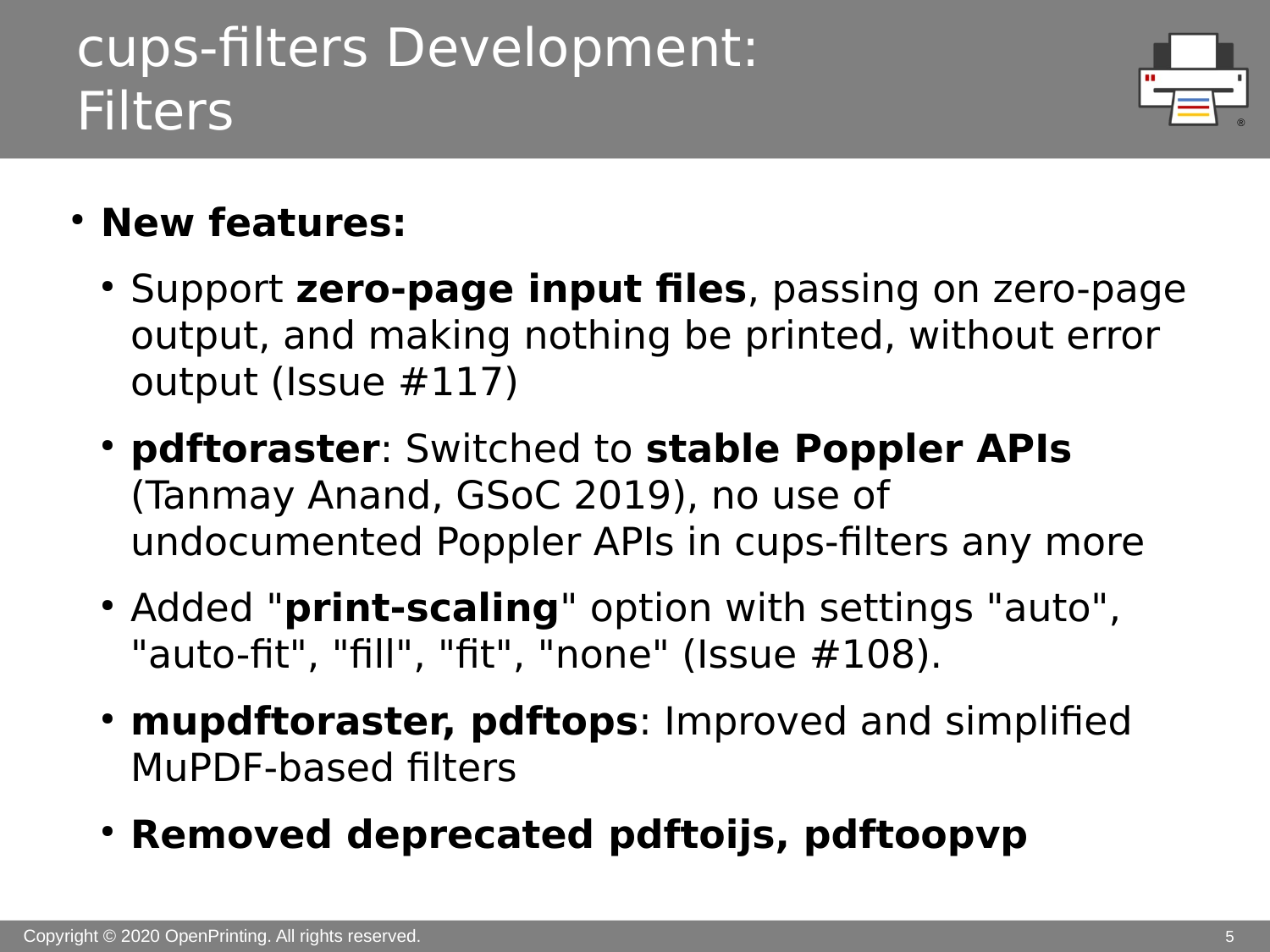# cups-filters Development: Filters

- **New features:**
  - Support **zero-page input files**, passing on zero-page output, and making nothing be printed, without error output (Issue #117)
  - **pdftoraster**: Switched to **stable Poppler APIs** (Tanmay Anand, GSoC 2019), no use of undocumented Poppler APIs in cups-filters any more
  - Added "**print-scaling**" option with settings "auto", "auto-fit", "fill", "fit", "none" (Issue #108).
  - **mupdftoraster, pdftops**: Improved and simplified MuPDF-based filters
  - **Removed deprecated pdftoijs, pdftoopvp**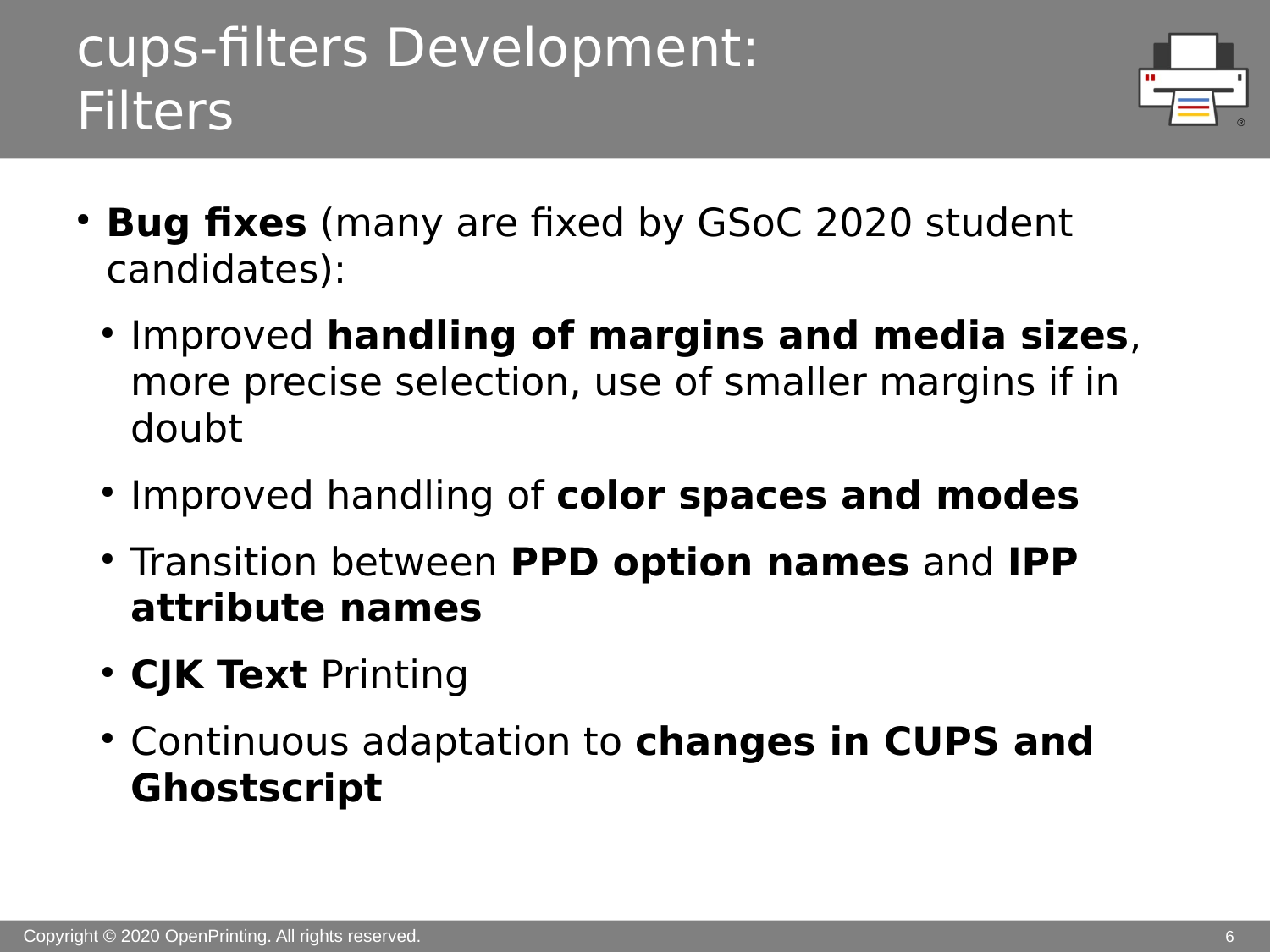# cups-filters Development: Filters

- **Bug fixes** (many are fixed by GSoC 2020 student candidates):
  - Improved **handling of margins and media sizes**, more precise selection, use of smaller margins if in doubt
  - Improved handling of **color spaces and modes**
  - Transition between **PPD option names** and **IPP attribute names**
  - **CJK Text** Printing
  - Continuous adaptation to **changes in CUPS and Ghostscript**

Copyright © 2020 OpenPrinting. All rights reserved.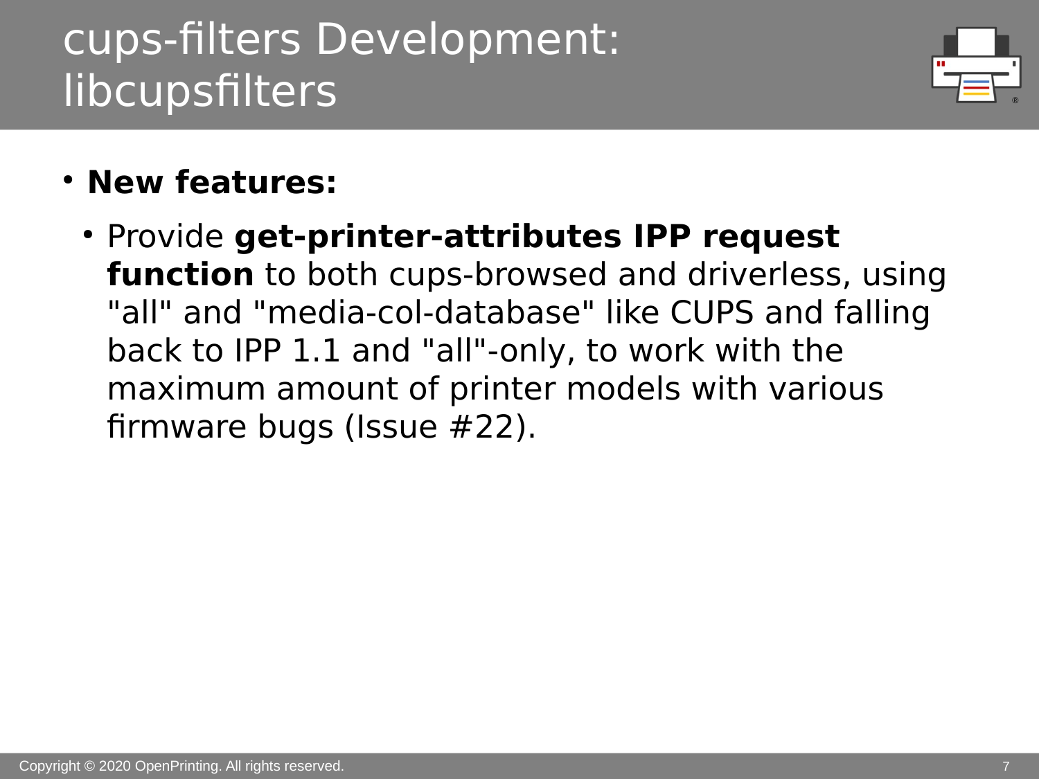# cups-filters Development: libcupsfilters

- **New features:**
  - Provide **get-printer-attributes IPP request function** to both cups-browsed and driverless, using "all" and "media-col-database" like CUPS and falling back to IPP 1.1 and "all"-only, to work with the maximum amount of printer models with various firmware bugs (Issue #22).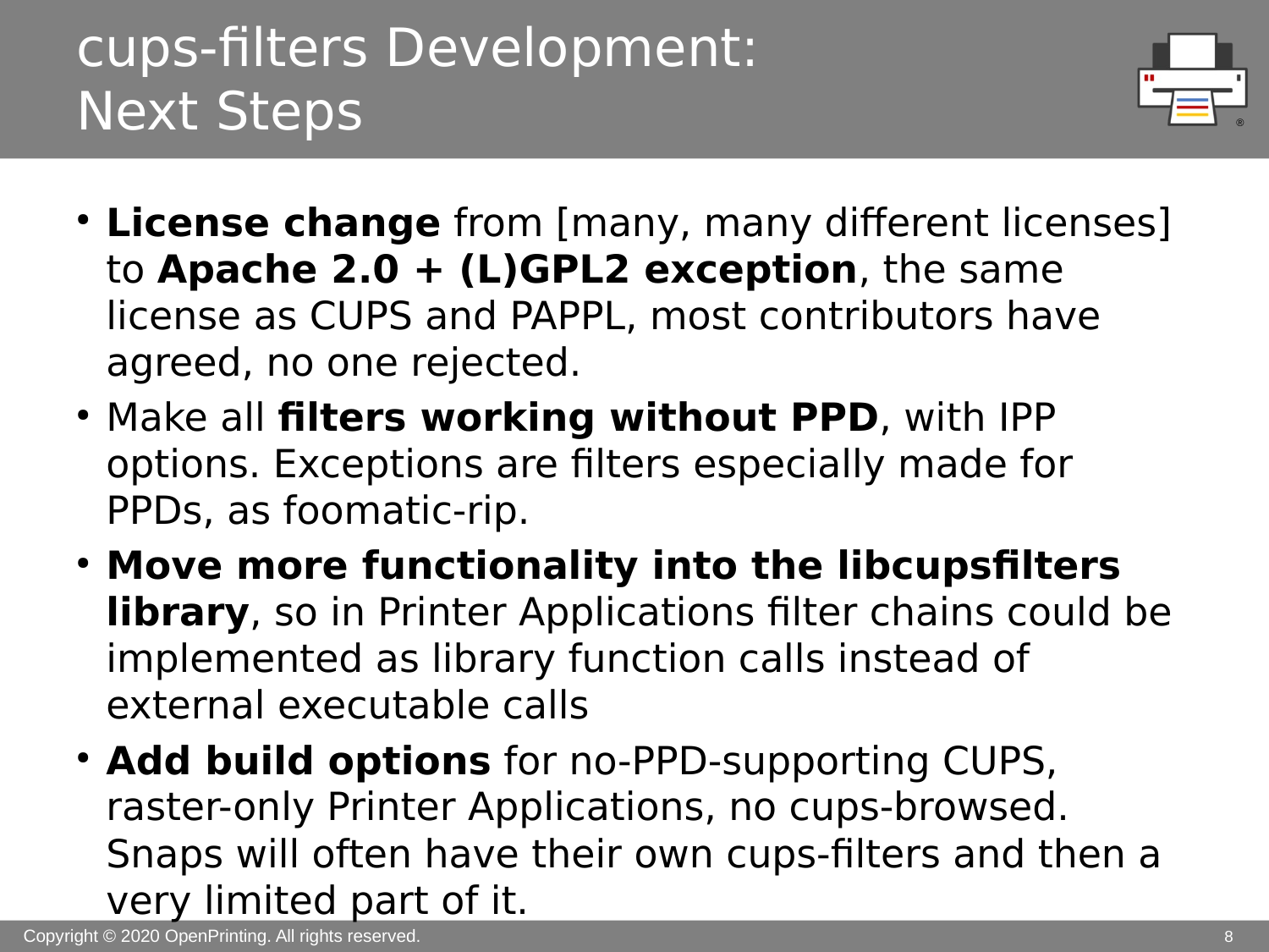# cups-filters Development: Next Steps

- **License change** from [many, many different licenses] to **Apache 2.0 + (L)GPL2 exception**, the same license as CUPS and PAPPL, most contributors have agreed, no one rejected.
- Make all **filters working without PPD**, with IPP options. Exceptions are filters especially made for PPDs, as foomatic-rip.
- **Move more functionality into the libcupsfilters library**, so in Printer Applications filter chains could be implemented as library function calls instead of external executable calls
- **Add build options** for no-PPD-supporting CUPS, raster-only Printer Applications, no cups-browsed. Snaps will often have their own cups-filters and then a very limited part of it.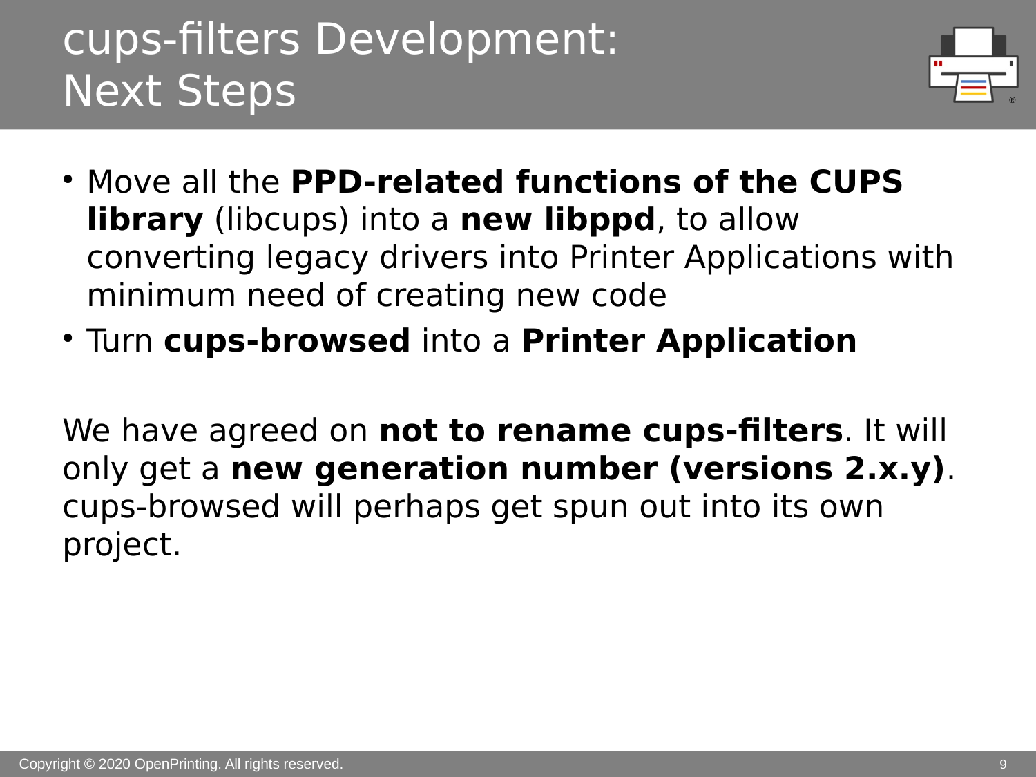# cups-filters Development: Next Steps

- Move all the **PPD-related functions of the CUPS library** (libcups) into a **new libppd**, to allow converting legacy drivers into Printer Applications with minimum need of creating new code
- Turn **cups-browsed** into a **Printer Application**

We have agreed on **not to rename cups-filters**. It will only get a **new generation number (versions 2.x.y)**. cups-browsed will perhaps get spun out into its own project.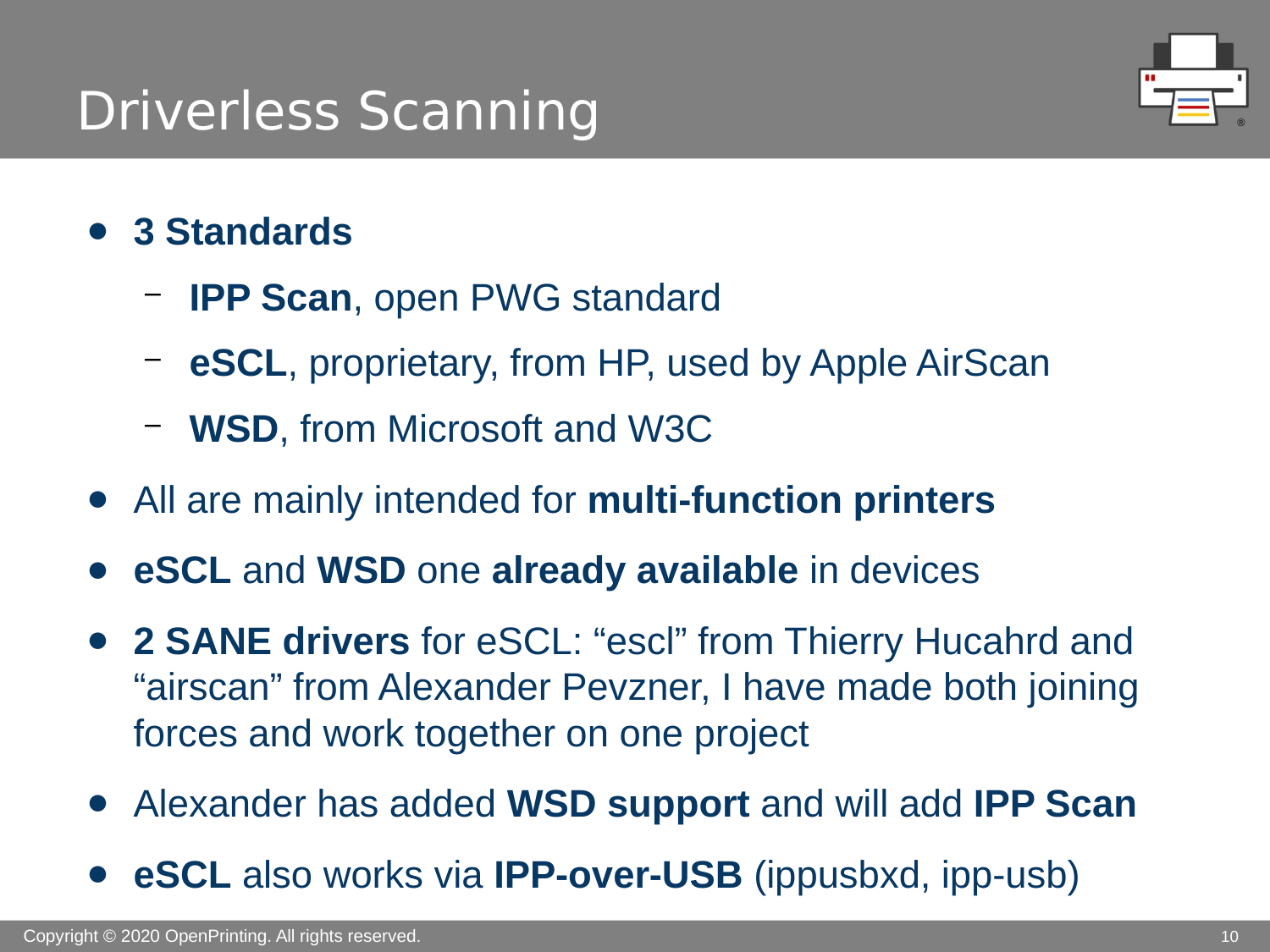# Driverless Scanning

- **3 Standards**
  - **IPP Scan**, open PWG standard
  - **eSCL**, proprietary, from HP, used by Apple AirScan
  - **WSD**, from Microsoft and W3C
- All are mainly intended for **multi-function printers**
- **eSCL** and **WSD** one **already available** in devices
- **2 SANE drivers** for eSCL: “escl” from Thierry Hucahrd and “airscan” from Alexander Pevzner, I have made both joining forces and work together on one project
- Alexander has added **WSD support** and will add **IPP Scan**
- **eSCL** also works via **IPP-over-USB** (ippusbxd, ipp-usb)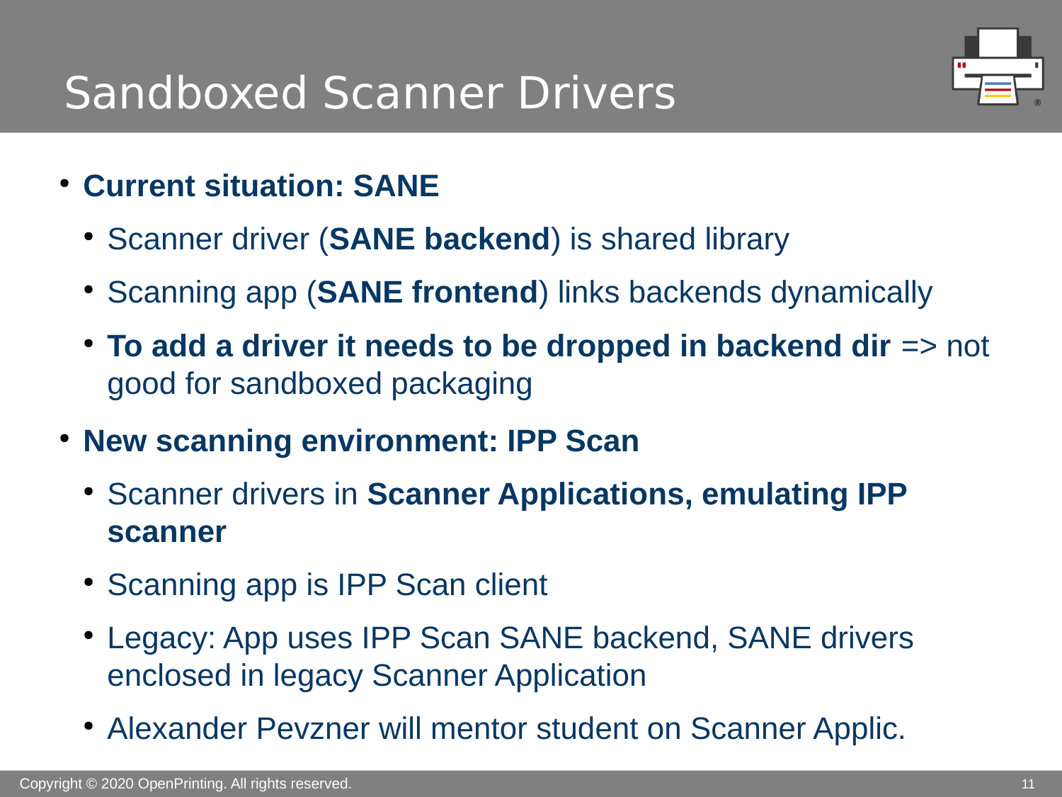# Sandboxed Scanner Drivers

- **Current situation: SANE**
  - Scanner driver (**SANE backend**) is shared library
  - Scanning app (**SANE frontend**) links backends dynamically
  - **To add a driver it needs to be dropped in backend dir** => not good for sandboxed packaging
- **New scanning environment: IPP Scan**
  - Scanner drivers in **Scanner Applications, emulating IPP scanner**
  - Scanning app is IPP Scan client
  - Legacy: App uses IPP Scan SANE backend, SANE drivers enclosed in legacy Scanner Application
  - Alexander Pevzner will mentor student on Scanner Applic.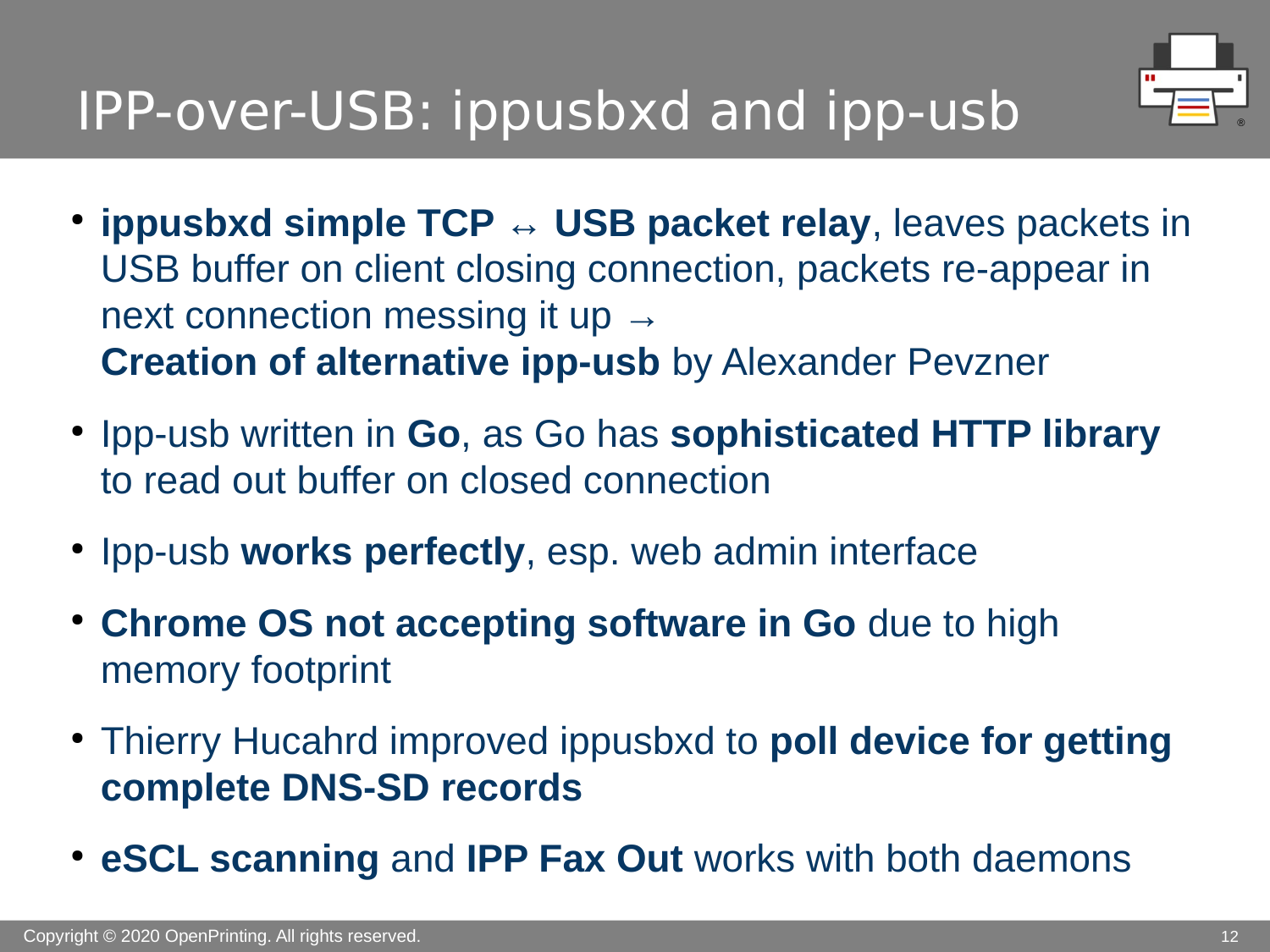# IPP-over-USB: ippusbxd and ipp-usb

- **ippusbxd simple TCP ↔ USB packet relay**, leaves packets in USB buffer on client closing connection, packets re-appear in next connection messing it up →
  **Creation of alternative ipp-usb** by Alexander Pevzner
- Ipp-usb written in **Go**, as Go has **sophisticated HTTP library** to read out buffer on closed connection
- Ipp-usb **works perfectly**, esp. web admin interface
- **Chrome OS not accepting software in Go** due to high memory footprint
- Thierry Hucahrd improved ippusbxd to **poll device for getting complete DNS-SD records**
- **eSCL scanning** and **IPP Fax Out** works with both daemons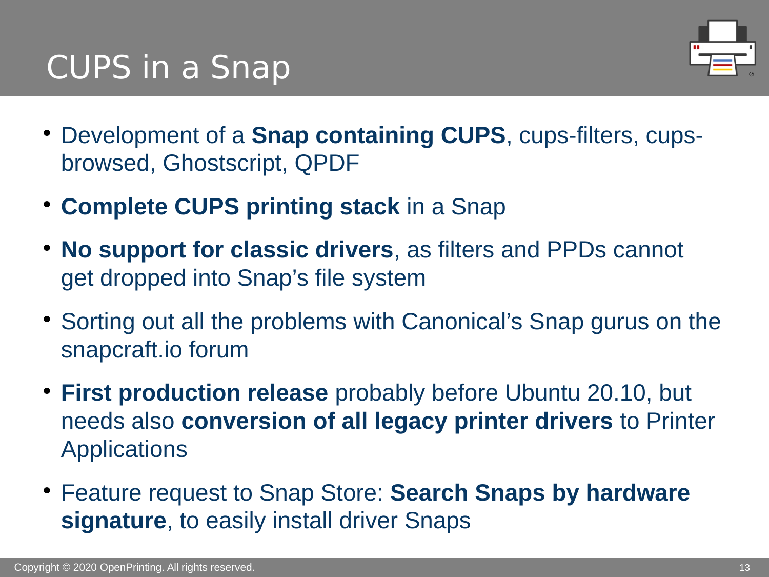# CUPS in a Snap

- Development of a **Snap containing CUPS**, cups-filters, cups-browsed, Ghostscript, QPDF
- **Complete CUPS printing stack** in a Snap
- **No support for classic drivers**, as filters and PPDs cannot get dropped into Snap's file system
- Sorting out all the problems with Canonical's Snap gurus on the snapcraft.io forum
- **First production release** probably before Ubuntu 20.10, but needs also **conversion of all legacy printer drivers** to Printer Applications
- Feature request to Snap Store: **Search Snaps by hardware signature**, to easily install driver Snaps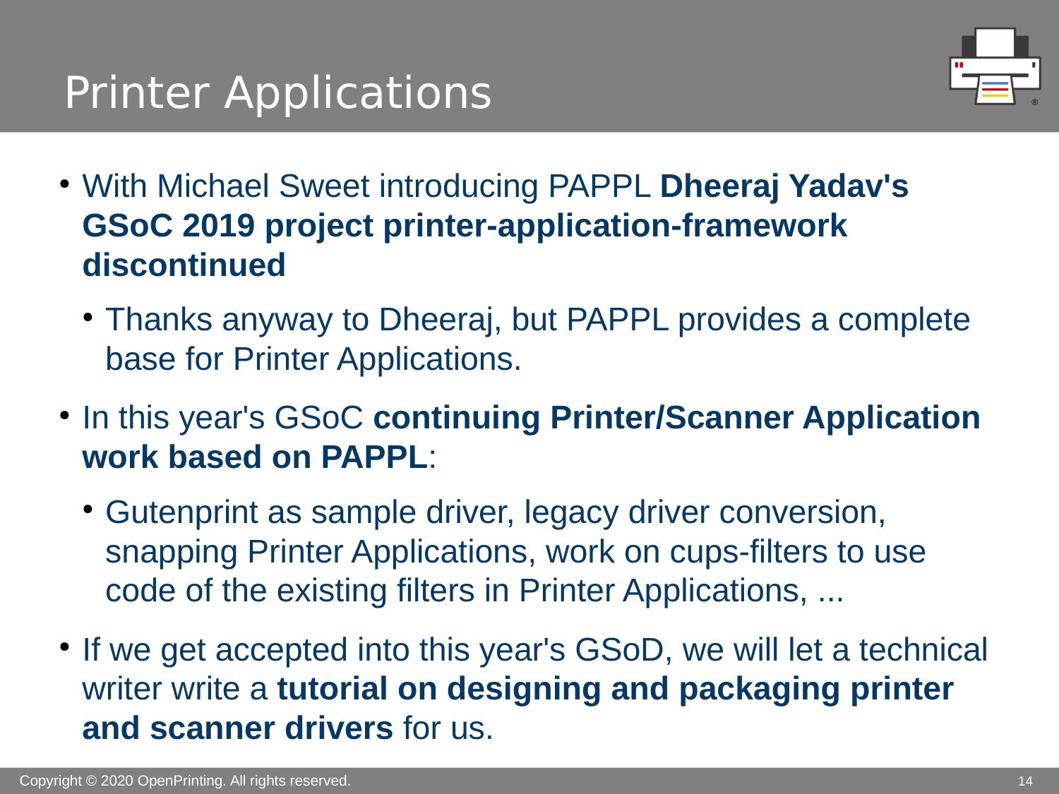# Printer Applications

- With Michael Sweet introducing PAPPL **Dheeraj Yadav's GSoC 2019 project printer-application-framework discontinued**
  - Thanks anyway to Dheeraj, but PAPPL provides a complete base for Printer Applications.
- In this year's GSoC **continuing Printer/Scanner Application work based on PAPPL**:
  - Gutenprint as sample driver, legacy driver conversion, snapping Printer Applications, work on cups-filters to use code of the existing filters in Printer Applications, ...
- If we get accepted into this year's GSoD, we will let a technical writer write a **tutorial on designing and packaging printer and scanner drivers** for us.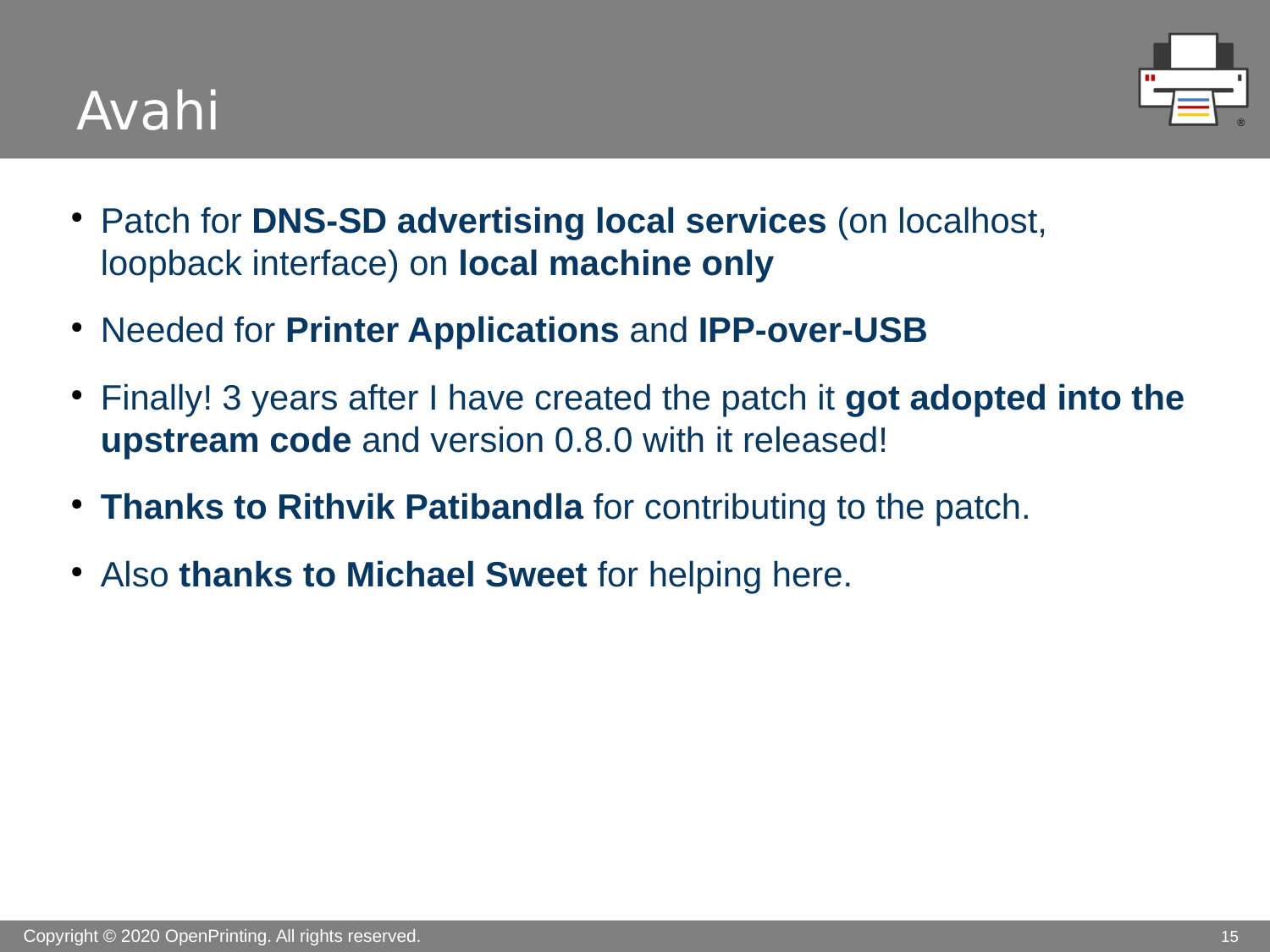# Avahi

- Patch for **DNS-SD advertising local services** (on localhost, loopback interface) on **local machine only**
- Needed for **Printer Applications** and **IPP-over-USB**
- Finally! 3 years after I have created the patch it **got adopted into the upstream code** and version 0.8.0 with it released!
- **Thanks to Rithvik Patibandla** for contributing to the patch.
- Also **thanks to Michael Sweet** for helping here.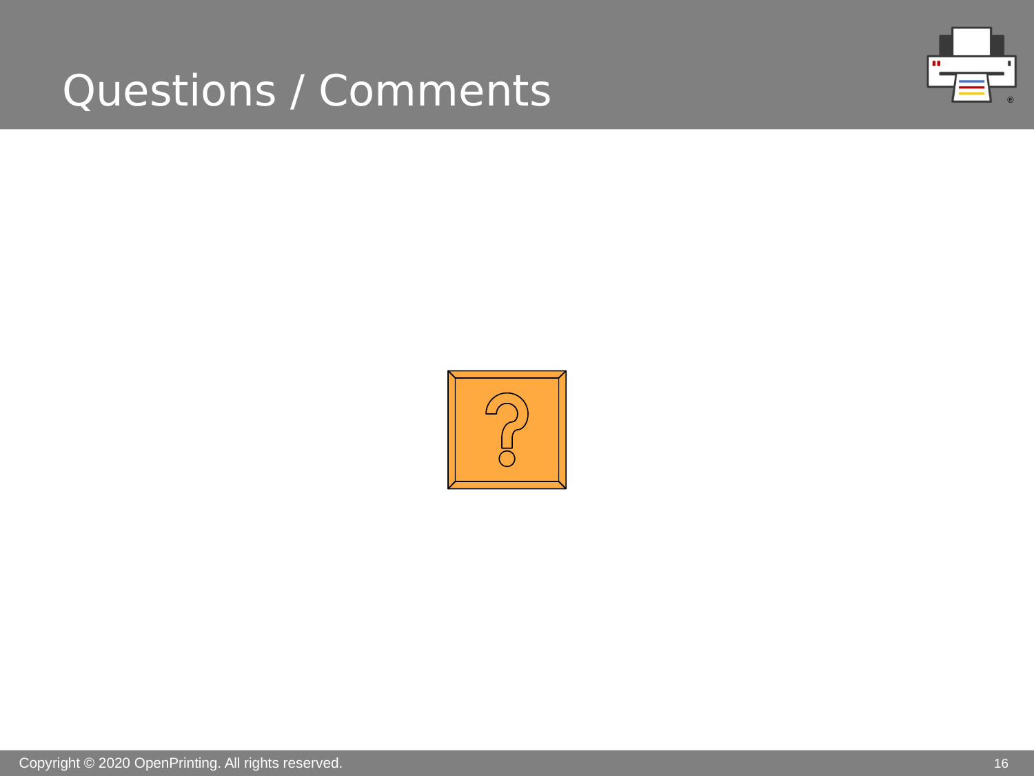# Questions / Comments